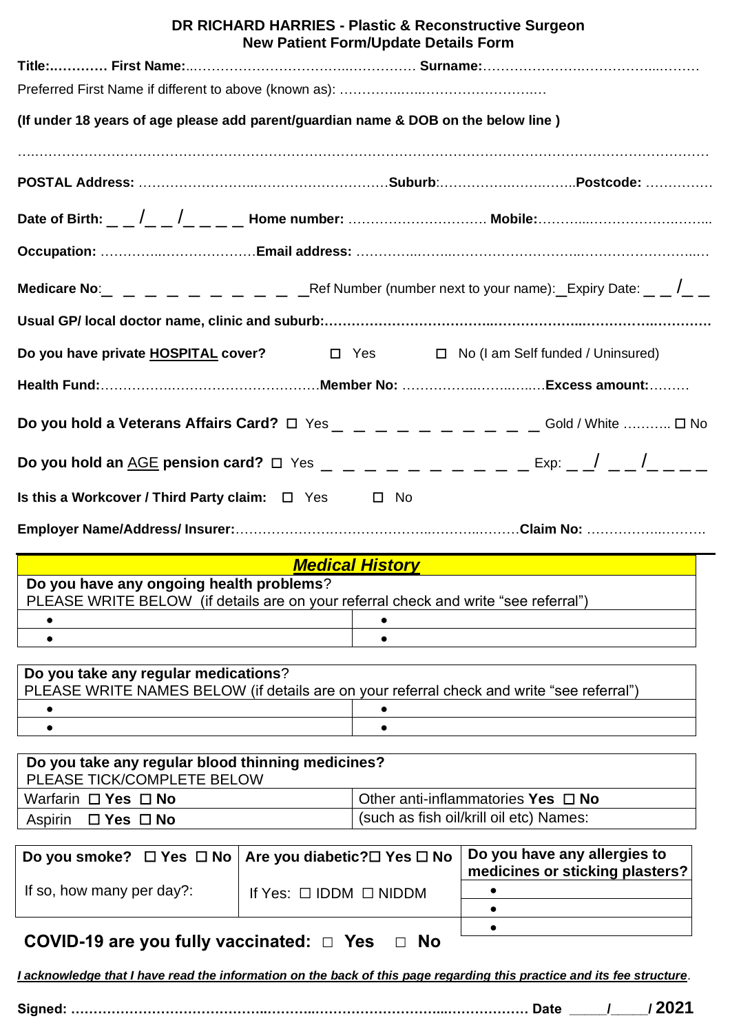## DR RICHARD HARRIES - Plastic & Reconstructive Surgeon
## New Patient Form/Update Details Form

**Title:..………. First Name:**..……………………………..…………. **Surname:**……………………..………….....………

Preferred First Name if different to above (known as): …………...…..………….….……….….

**(If under 18 years of age please add parent/guardian name & DOB on the below line )**

….……………………………………………………………………………………………………………………………

**POSTAL Address:** ……………………..………………………..**Suburb**:…………….……..……..**Postcode:** ……………

**Date of Birth:** _ _ /_ _ /_ _ _ _ **Home number:** ………………………… **Mobile:**………...…………………..……...

**Occupation:** …………...…………………**Email address:** …………...……...………………………..…………………..….

**Medicare No**:_ _ _ _ _ _ _ _ _ _ _Ref Number (number next to your name):_Expiry Date: _ _ /_ _

**Usual GP/ local doctor name, clinic and suburb:**……………………………...…………….…..…………….…………

**Do you have private HOSPITAL cover?** ☐ Yes ☐ No (I am Self funded / Uninsured)

**Health Fund:**…………….………………………….**Member No:** …………….………..…..**Excess amount:**………

**Do you hold a Veterans Affairs Card?** ☐ Yes _ _ _ _ _ _ _ _ _ _ _ Gold / White ……….. ☐ No

**Do you hold an AGE pension card?** ☐ Yes _ _ _ _ _ _ _ _ _ _ _ Exp: _ _/ _ _ /_ _ _ _

**Is this a Workcover / Third Party claim:** ☐ Yes ☐ No

**Employer Name/Address/ Insurer:**…………………….………………..………...…….**Claim No:** …………...……….

## *Medical History*

| **Do you have any ongoing health problems**? PLEASE WRITE BELOW (if details are on your referral check and write "see referral") | |
|---|---|
| • | • |
| • | • |

| **Do you take any regular medications**? PLEASE WRITE NAMES BELOW (if details are on your referral check and write "see referral") | |
|---|---|
| • | • |
| • | • |

| **Do you take any regular blood thinning medicines?** PLEASE TICK/COMPLETE BELOW | |
|---|---|
| Warfarin ☐ **Yes** ☐ **No** | Other anti-inflammatories **Yes** ☐ **No** |
| Aspirin ☐ **Yes** ☐ **No** | (such as fish oil/krill oil etc) Names: |

| **Do you smoke?** ☐ **Yes** ☐ **No** | **Are you diabetic?**☐ **Yes** ☐ **No** | **Do you have any allergies to medicines or sticking plasters?** |
|---|---|---|
| If so, how many per day?: | If Yes: ☐ IDDM ☐ NIDDM | • |
| | | • |
| | | • |

**COVID-19 are you fully vaccinated:** ☐ **Yes** ☐ **No**

***I acknowledge that I have read the information on the back of this page regarding this practice and its fee structure***.

**Signed:** ……………………………………..………..……………………...……………. **Date** _____/_____/ **2021**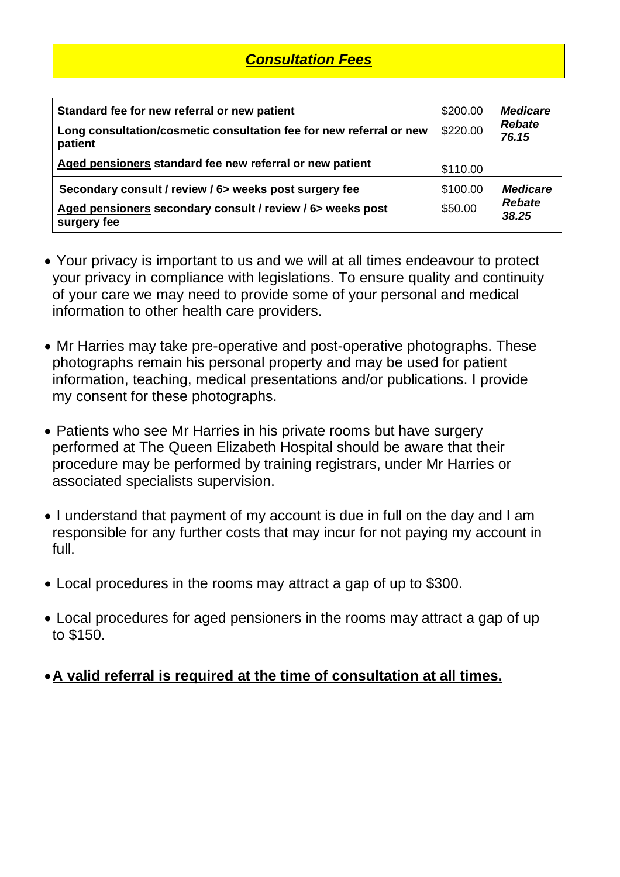## ***<u>Consultation Fees</u>***

| | | |
|---|---|---|
| **Standard fee for new referral or new patient** | $200.00 | ***Medicare Rebate 76.15*** |
| **Long consultation/cosmetic consultation fee for new referral or new patient** | $220.00 | |
| **<u>Aged pensioners</u> standard fee new referral or new patient** | $110.00 | |
| **Secondary consult / review / 6> weeks post surgery fee** | $100.00 | ***Medicare Rebate 38.25*** |
| **<u>Aged pensioners</u> secondary consult / review / 6> weeks post surgery fee** | $50.00 | |

- Your privacy is important to us and we will at all times endeavour to protect your privacy in compliance with legislations. To ensure quality and continuity of your care we may need to provide some of your personal and medical information to other health care providers.

- Mr Harries may take pre-operative and post-operative photographs. These photographs remain his personal property and may be used for patient information, teaching, medical presentations and/or publications. I provide my consent for these photographs.

- Patients who see Mr Harries in his private rooms but have surgery performed at The Queen Elizabeth Hospital should be aware that their procedure may be performed by training registrars, under Mr Harries or associated specialists supervision.

- I understand that payment of my account is due in full on the day and I am responsible for any further costs that may incur for not paying my account in full.

- Local procedures in the rooms may attract a gap of up to $300.

- Local procedures for aged pensioners in the rooms may attract a gap of up to $150.

- **<u>A valid referral is required at the time of consultation at all times.</u>**